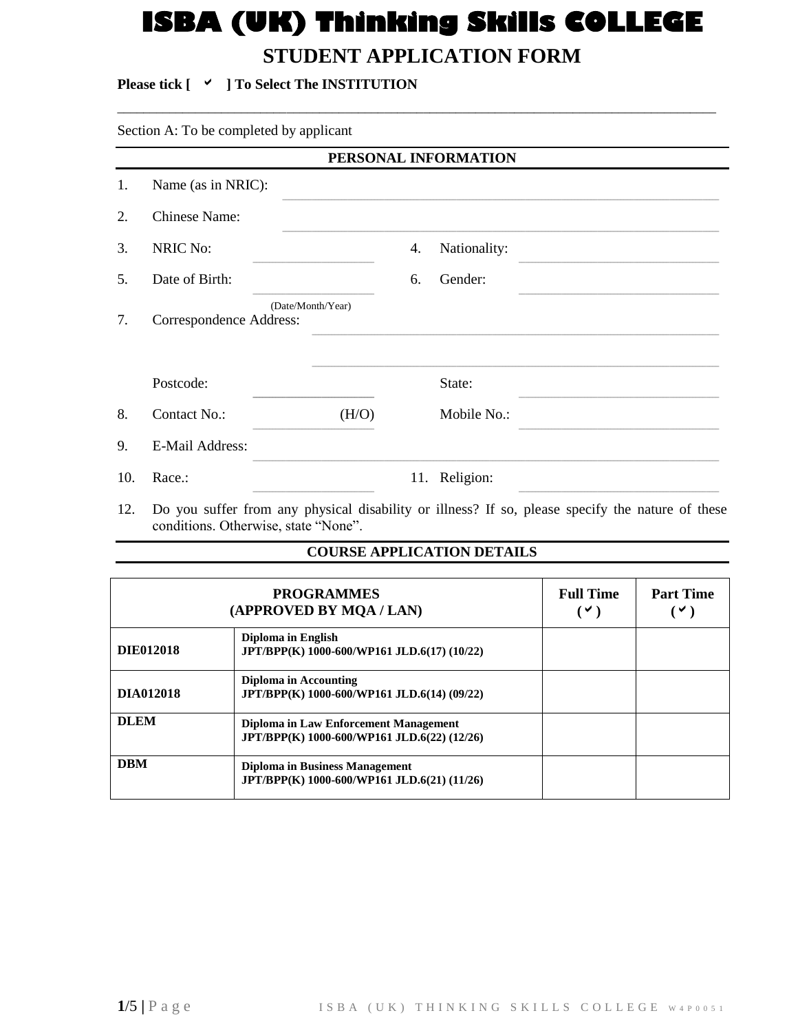# ISBA (UK) Thinking Skills COLLEGE

## STUDENT APPLICATION FORM

**Please tick [ ✓ ] To Select The INSTITUTION**

---

Section A: To be completed by applicant

### PERSONAL INFORMATION

1. Name (as in NRIC): ______________________________

2. Chinese Name: ______________________________

3. NRIC No: ______________ 4. Nationality: ______________

5. Date of Birth: ______________ (Date/Month/Year) 6. Gender: ______________

7. Correspondence Address: ______________________________

   ______________________________

   Postcode: ______________ State: ______________

8. Contact No.: ______________ (H/O) Mobile No.: ______________

9. E-Mail Address: ______________________________

10. Race.: ______________ 11. Religion: ______________

12. Do you suffer from any physical disability or illness? If so, please specify the nature of these conditions. Otherwise, state "None".

### COURSE APPLICATION DETAILS

| PROGRAMMES (APPROVED BY MQA / LAN) | | Full Time (✓) | Part Time (✓) |
|---|---|---|---|
| **DIE012018** | **Diploma in English** **JPT/BPP(K) 1000-600/WP161 JLD.6(17) (10/22)** | | |
| **DIA012018** | **Diploma in Accounting** **JPT/BPP(K) 1000-600/WP161 JLD.6(14) (09/22)** | | |
| **DLEM** | **Diploma in Law Enforcement Management** **JPT/BPP(K) 1000-600/WP161 JLD.6(22) (12/26)** | | |
| **DBM** | **Diploma in Business Management** **JPT/BPP(K) 1000-600/WP161 JLD.6(21) (11/26)** | | |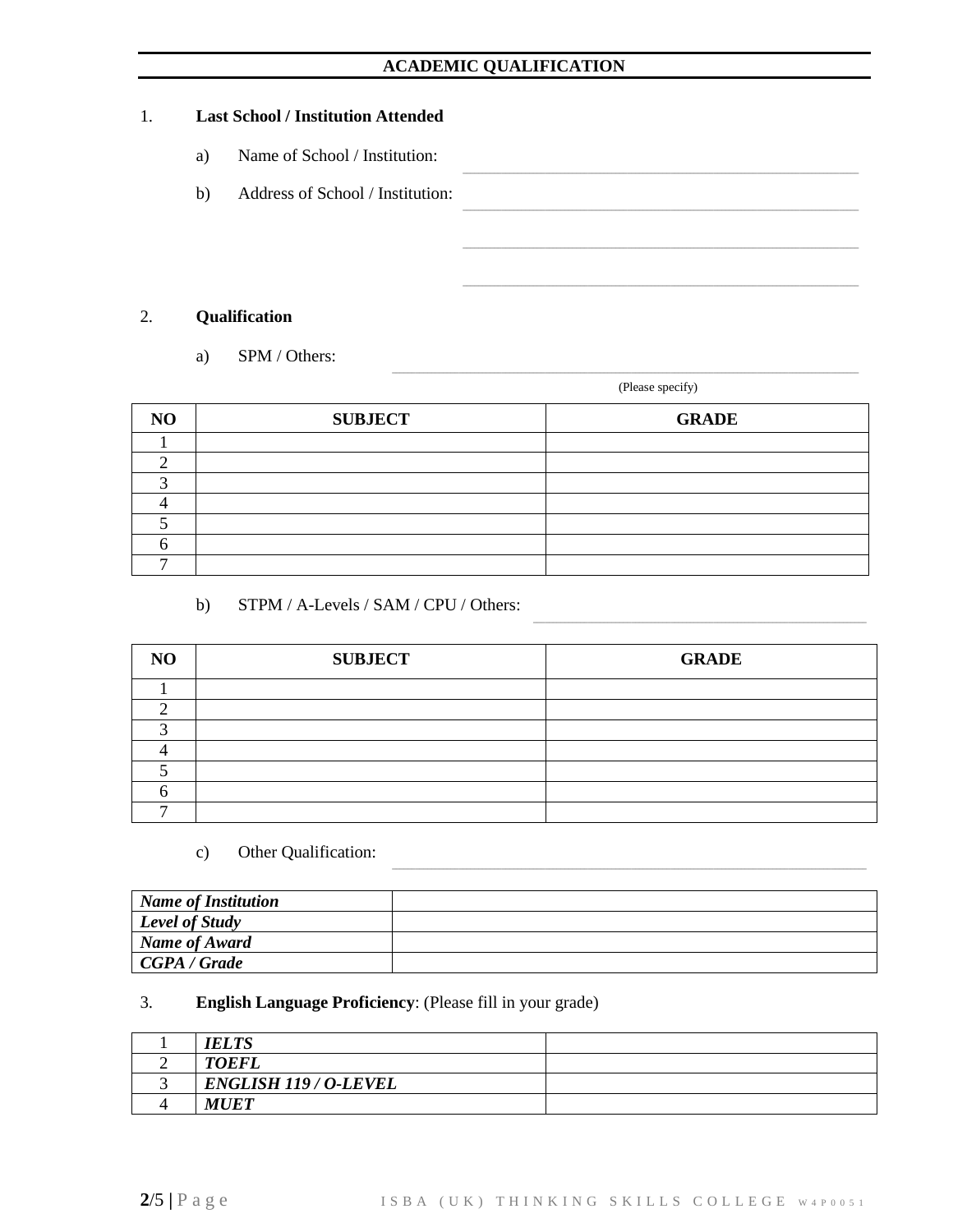## ACADEMIC QUALIFICATION

1. **Last School / Institution Attended**

   a) Name of School / Institution: \_\_\_\_\_\_\_\_\_\_\_\_\_\_\_\_\_\_\_\_\_\_\_\_\_\_\_\_\_\_\_\_\_\_\_\_\_\_\_\_

   b) Address of School / Institution: \_\_\_\_\_\_\_\_\_\_\_\_\_\_\_\_\_\_\_\_\_\_\_\_\_\_\_\_\_\_\_\_\_\_\_\_\_\_\_\_

   \_\_\_\_\_\_\_\_\_\_\_\_\_\_\_\_\_\_\_\_\_\_\_\_\_\_\_\_\_\_\_\_\_\_\_\_\_\_\_\_

   \_\_\_\_\_\_\_\_\_\_\_\_\_\_\_\_\_\_\_\_\_\_\_\_\_\_\_\_\_\_\_\_\_\_\_\_\_\_\_\_

2. **Qualification**

   a) SPM / Others: \_\_\_\_\_\_\_\_\_\_\_\_\_\_\_\_\_\_\_\_\_\_\_\_\_\_\_\_\_\_\_\_\_\_\_\_\_\_\_\_

   (Please specify)

| NO | SUBJECT | GRADE |
|---|---|---|
| 1 | | |
| 2 | | |
| 3 | | |
| 4 | | |
| 5 | | |
| 6 | | |
| 7 | | |

   b) STPM / A-Levels / SAM / CPU / Others: \_\_\_\_\_\_\_\_\_\_\_\_\_\_\_\_\_\_\_\_\_\_\_\_\_\_\_\_\_\_\_\_\_\_

| NO | SUBJECT | GRADE |
|---|---|---|
| 1 | | |
| 2 | | |
| 3 | | |
| 4 | | |
| 5 | | |
| 6 | | |
| 7 | | |

   c) Other Qualification: \_\_\_\_\_\_\_\_\_\_\_\_\_\_\_\_\_\_\_\_\_\_\_\_\_\_\_\_\_\_\_\_\_\_\_\_\_\_\_\_

| | |
|---|---|
| ***Name of Institution*** | |
| ***Level of Study*** | |
| ***Name of Award*** | |
| ***CGPA / Grade*** | |

3. **English Language Proficiency**: (Please fill in your grade)

| | | |
|---|---|---|
| 1 | ***IELTS*** | |
| 2 | ***TOEFL*** | |
| 3 | ***ENGLISH 119 / O-LEVEL*** | |
| 4 | ***MUET*** | |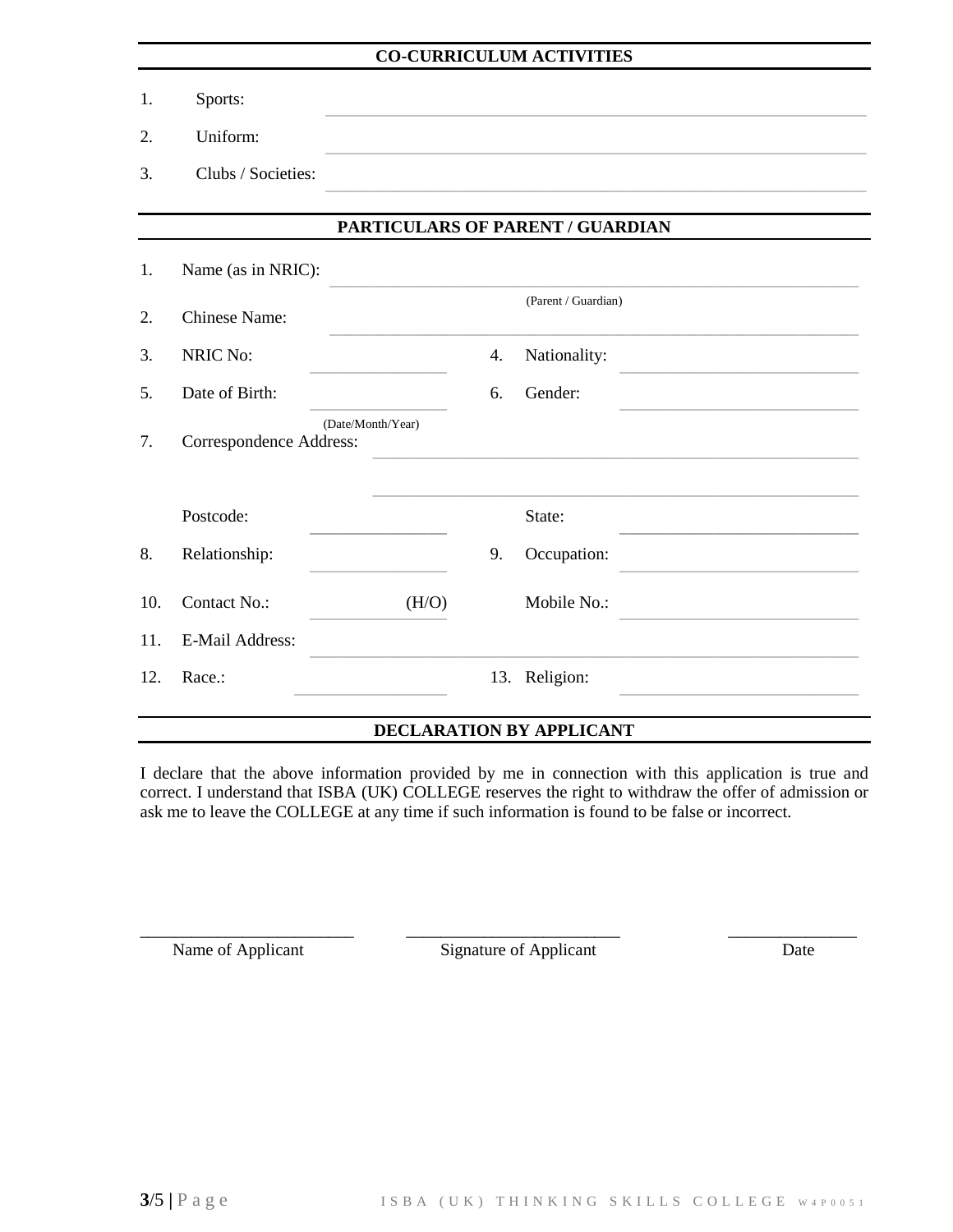## CO-CURRICULUM ACTIVITIES

1. Sports: ______________________________
2. Uniform: ______________________________
3. Clubs / Societies: ______________________________

## PARTICULARS OF PARENT / GUARDIAN

1. Name (as in NRIC): ______________________________ (Parent / Guardian)
2. Chinese Name: ______________________________
3. NRIC No: ______________ 4. Nationality: ______________
5. Date of Birth: ______________ (Date/Month/Year) 6. Gender: ______________
7. Correspondence Address: ______________________________

   ______________________________

   Postcode: ______________ State: ______________
8. Relationship: ______________ 9. Occupation: ______________
10. Contact No.: ______________ (H/O) Mobile No.: ______________
11. E-Mail Address: ______________________________
12. Race.: ______________ 13. Religion: ______________

## DECLARATION BY APPLICANT

I declare that the above information provided by me in connection with this application is true and correct. I understand that ISBA (UK) COLLEGE reserves the right to withdraw the offer of admission or ask me to leave the COLLEGE at any time if such information is found to be false or incorrect.

| ________________________ | ________________________ | ______________ |
|---|---|---|
| Name of Applicant | Signature of Applicant | Date |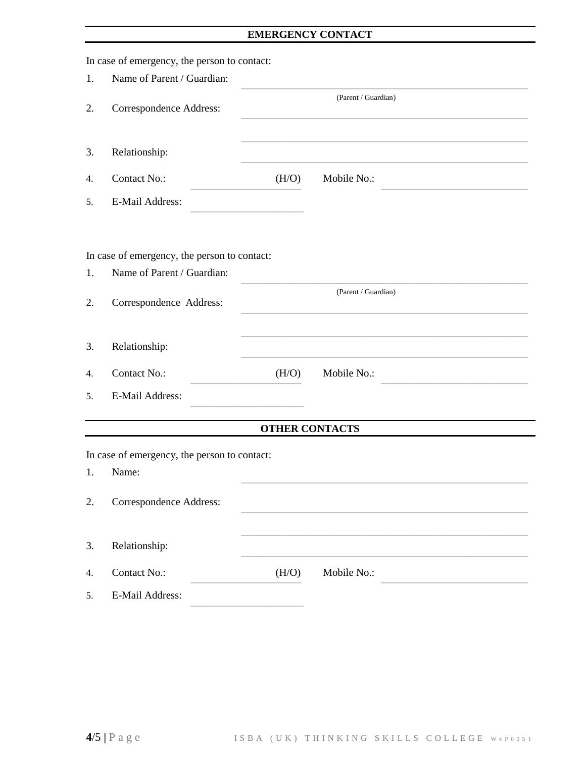## EMERGENCY CONTACT

In case of emergency, the person to contact:

1. Name of Parent / Guardian: ______________________________
   (Parent / Guardian)
2. Correspondence Address: ______________________________
   ______________________________
3. Relationship: ______________________________
4. Contact No.: ______________ (H/O) Mobile No.: ______________
5. E-Mail Address: ______________

In case of emergency, the person to contact:

1. Name of Parent / Guardian: ______________________________
   (Parent / Guardian)
2. Correspondence Address: ______________________________
   ______________________________
3. Relationship: ______________________________
4. Contact No.: ______________ (H/O) Mobile No.: ______________
5. E-Mail Address: ______________

## OTHER CONTACTS

In case of emergency, the person to contact:

1. Name: ______________________________
2. Correspondence Address: ______________________________
   ______________________________
3. Relationship: ______________________________
4. Contact No.: ______________ (H/O) Mobile No.: ______________
5. E-Mail Address: ______________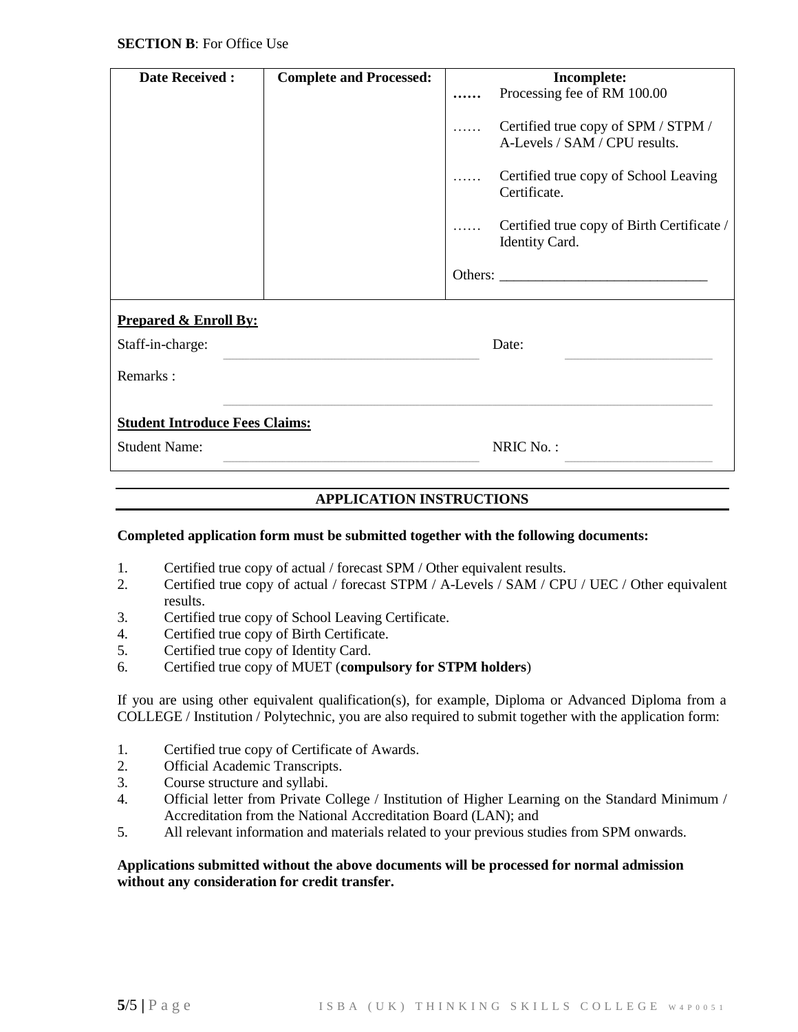**SECTION B**: For Office Use

| Date Received : | Complete and Processed: | Incomplete: |
|---|---|---|
| | | **……** Processing fee of RM 100.00<br><br>…… Certified true copy of SPM / STPM / A-Levels / SAM / CPU results.<br><br>…… Certified true copy of School Leaving Certificate.<br><br>…… Certified true copy of Birth Certificate / Identity Card.<br><br>Others: ____________________________ |

**Prepared & Enroll By:**

Staff-in-charge: ______________________________ Date: ____________________

Remarks : ____________________________________________________________

**Student Introduce Fees Claims:**

Student Name: ______________________________ NRIC No. : ____________________

## APPLICATION INSTRUCTIONS

**Completed application form must be submitted together with the following documents:**

1. Certified true copy of actual / forecast SPM / Other equivalent results.
2. Certified true copy of actual / forecast STPM / A-Levels / SAM / CPU / UEC / Other equivalent results.
3. Certified true copy of School Leaving Certificate.
4. Certified true copy of Birth Certificate.
5. Certified true copy of Identity Card.
6. Certified true copy of MUET (**compulsory for STPM holders**)

If you are using other equivalent qualification(s), for example, Diploma or Advanced Diploma from a COLLEGE / Institution / Polytechnic, you are also required to submit together with the application form:

1. Certified true copy of Certificate of Awards.
2. Official Academic Transcripts.
3. Course structure and syllabi.
4. Official letter from Private College / Institution of Higher Learning on the Standard Minimum / Accreditation from the National Accreditation Board (LAN); and
5. All relevant information and materials related to your previous studies from SPM onwards.

**Applications submitted without the above documents will be processed for normal admission without any consideration for credit transfer.**